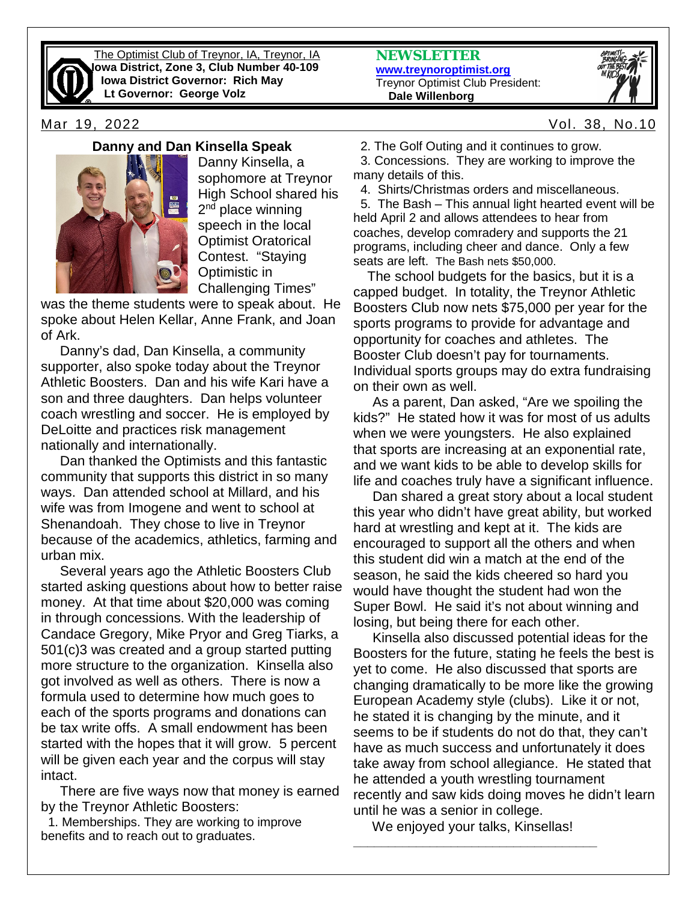The Optimist Club of Treynor, IA, Treynor, IA
**Iowa District, Zone 3, Club Number 40-109**
**Iowa District Governor: Rich May**
**Lt Governor: George Volz**

**NEWSLETTER**
**www.treynoroptimist.org**
Treynor Optimist Club President:
**Dale Willenborg**

Mar 19, 2022 — Vol. 38, No.10

## Danny and Dan Kinsella Speak

Danny Kinsella, a sophomore at Treynor High School shared his 2nd place winning speech in the local Optimist Oratorical Contest. "Staying Optimistic in Challenging Times" was the theme students were to speak about. He spoke about Helen Kellar, Anne Frank, and Joan of Ark.

Danny's dad, Dan Kinsella, a community supporter, also spoke today about the Treynor Athletic Boosters. Dan and his wife Kari have a son and three daughters. Dan helps volunteer coach wrestling and soccer. He is employed by DeLoitte and practices risk management nationally and internationally.

Dan thanked the Optimists and this fantastic community that supports this district in so many ways. Dan attended school at Millard, and his wife was from Imogene and went to school at Shenandoah. They chose to live in Treynor because of the academics, athletics, farming and urban mix.

Several years ago the Athletic Boosters Club started asking questions about how to better raise money. At that time about $20,000 was coming in through concessions. With the leadership of Candace Gregory, Mike Pryor and Greg Tiarks, a 501(c)3 was created and a group started putting more structure to the organization. Kinsella also got involved as well as others. There is now a formula used to determine how much goes to each of the sports programs and donations can be tax write offs. A small endowment has been started with the hopes that it will grow. 5 percent will be given each year and the corpus will stay intact.

There are five ways now that money is earned by the Treynor Athletic Boosters:

1. Memberships. They are working to improve benefits and to reach out to graduates.
2. The Golf Outing and it continues to grow.
3. Concessions. They are working to improve the many details of this.
4. Shirts/Christmas orders and miscellaneous.
5. The Bash – This annual light hearted event will be held April 2 and allows attendees to hear from coaches, develop comradery and supports the 21 programs, including cheer and dance. Only a few seats are left. The Bash nets $50,000.

The school budgets for the basics, but it is a capped budget. In totality, the Treynor Athletic Boosters Club now nets $75,000 per year for the sports programs to provide for advantage and opportunity for coaches and athletes. The Booster Club doesn't pay for tournaments. Individual sports groups may do extra fundraising on their own as well.

As a parent, Dan asked, "Are we spoiling the kids?" He stated how it was for most of us adults when we were youngsters. He also explained that sports are increasing at an exponential rate, and we want kids to be able to develop skills for life and coaches truly have a significant influence.

Dan shared a great story about a local student this year who didn't have great ability, but worked hard at wrestling and kept at it. The kids are encouraged to support all the others and when this student did win a match at the end of the season, he said the kids cheered so hard you would have thought the student had won the Super Bowl. He said it's not about winning and losing, but being there for each other.

Kinsella also discussed potential ideas for the Boosters for the future, stating he feels the best is yet to come. He also discussed that sports are changing dramatically to be more like the growing European Academy style (clubs). Like it or not, he stated it is changing by the minute, and it seems to be if students do not do that, they can't have as much success and unfortunately it does take away from school allegiance. He stated that he attended a youth wrestling tournament recently and saw kids doing moves he didn't learn until he was a senior in college.

We enjoyed your talks, Kinsellas!

---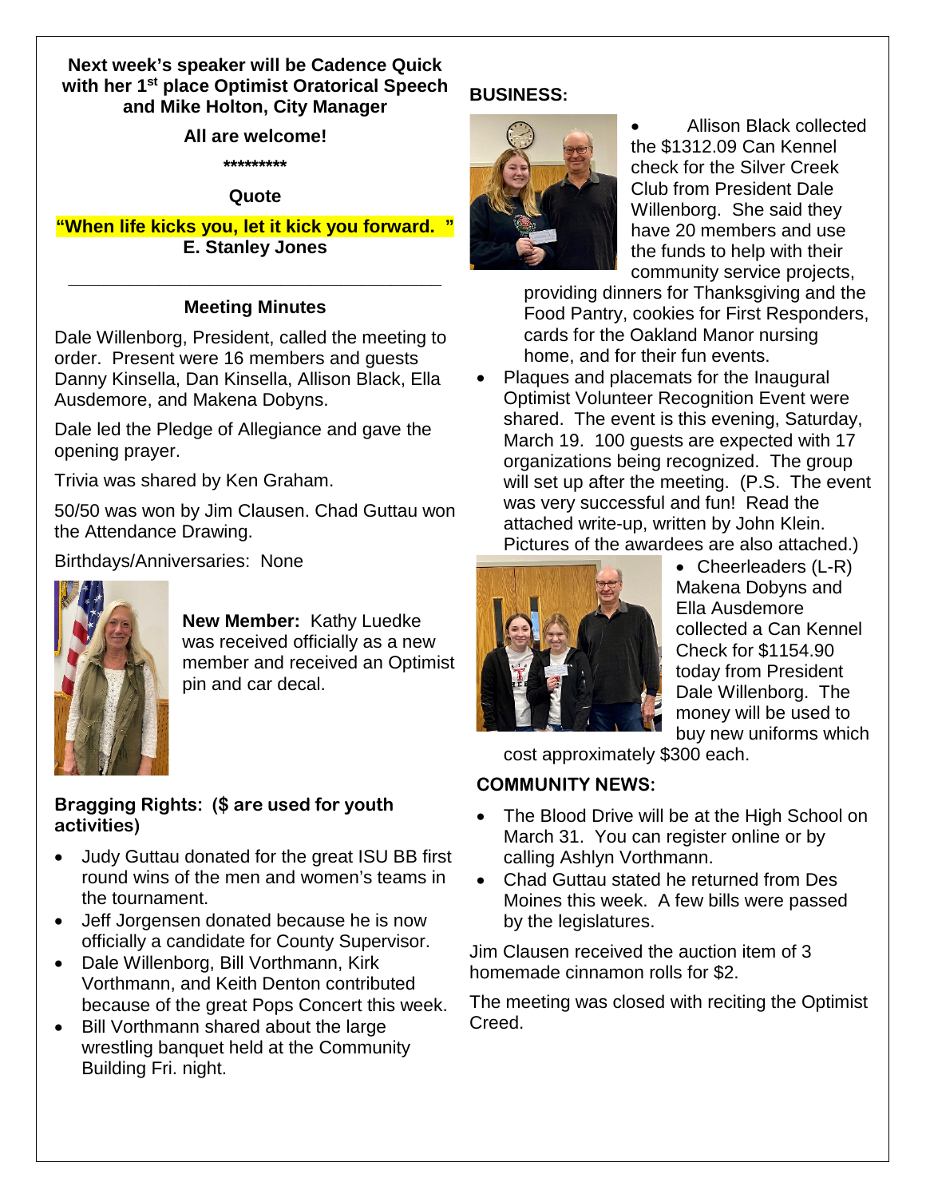**Next week's speaker will be Cadence Quick with her 1st place Optimist Oratorical Speech and Mike Holton, City Manager**

**All are welcome!**

**\*\*\*\*\*\*\*\*\***

**Quote**

**"When life kicks you, let it kick you forward. "**
**E. Stanley Jones**

---

## Meeting Minutes

Dale Willenborg, President, called the meeting to order. Present were 16 members and guests Danny Kinsella, Dan Kinsella, Allison Black, Ella Ausdemore, and Makena Dobyns.

Dale led the Pledge of Allegiance and gave the opening prayer.

Trivia was shared by Ken Graham.

50/50 was won by Jim Clausen. Chad Guttau won the Attendance Drawing.

Birthdays/Anniversaries: None

**New Member:** Kathy Luedke was received officially as a new member and received an Optimist pin and car decal.

**Bragging Rights: ($ are used for youth activities)**

- Judy Guttau donated for the great ISU BB first round wins of the men and women's teams in the tournament.
- Jeff Jorgensen donated because he is now officially a candidate for County Supervisor.
- Dale Willenborg, Bill Vorthmann, Kirk Vorthmann, and Keith Denton contributed because of the great Pops Concert this week.
- Bill Vorthmann shared about the large wrestling banquet held at the Community Building Fri. night.

**BUSINESS:**

- Allison Black collected the $1312.09 Can Kennel check for the Silver Creek Club from President Dale Willenborg. She said they have 20 members and use the funds to help with their community service projects, providing dinners for Thanksgiving and the Food Pantry, cookies for First Responders, cards for the Oakland Manor nursing home, and for their fun events.
- Plaques and placemats for the Inaugural Optimist Volunteer Recognition Event were shared. The event is this evening, Saturday, March 19. 100 guests are expected with 17 organizations being recognized. The group will set up after the meeting. (P.S. The event was very successful and fun! Read the attached write-up, written by John Klein. Pictures of the awardees are also attached.)
- Cheerleaders (L-R) Makena Dobyns and Ella Ausdemore collected a Can Kennel Check for $1154.90 today from President Dale Willenborg. The money will be used to buy new uniforms which cost approximately $300 each.

**COMMUNITY NEWS:**

- The Blood Drive will be at the High School on March 31. You can register online or by calling Ashlyn Vorthmann.
- Chad Guttau stated he returned from Des Moines this week. A few bills were passed by the legislatures.

Jim Clausen received the auction item of 3 homemade cinnamon rolls for $2.

The meeting was closed with reciting the Optimist Creed.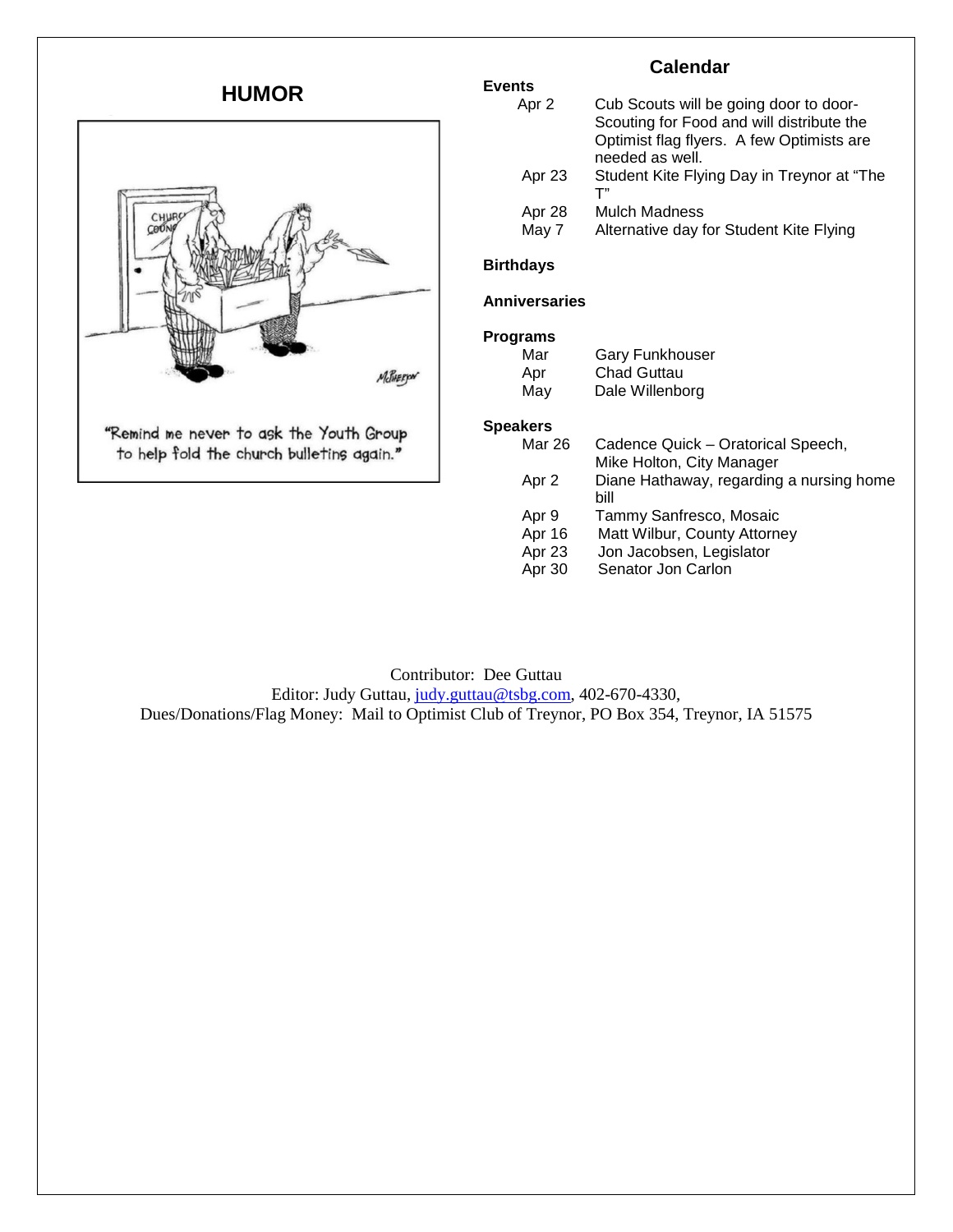## HUMOR

"Remind me never to ask the Youth Group to help fold the church bulletins again."

## Calendar

**Events**

| | |
|---|---|
| Apr 2 | Cub Scouts will be going door to door-Scouting for Food and will distribute the Optimist flag flyers. A few Optimists are needed as well. |
| Apr 23 | Student Kite Flying Day in Treynor at "The T" |
| Apr 28 | Mulch Madness |
| May 7 | Alternative day for Student Kite Flying |

**Birthdays**

**Anniversaries**

**Programs**

| | |
|---|---|
| Mar | Gary Funkhouser |
| Apr | Chad Guttau |
| May | Dale Willenborg |

**Speakers**

| | |
|---|---|
| Mar 26 | Cadence Quick – Oratorical Speech, Mike Holton, City Manager |
| Apr 2 | Diane Hathaway, regarding a nursing home bill |
| Apr 9 | Tammy Sanfresco, Mosaic |
| Apr 16 | Matt Wilbur, County Attorney |
| Apr 23 | Jon Jacobsen, Legislator |
| Apr 30 | Senator Jon Carlon |

Contributor: Dee Guttau
Editor: Judy Guttau, judy.guttau@tsbg.com, 402-670-4330,
Dues/Donations/Flag Money: Mail to Optimist Club of Treynor, PO Box 354, Treynor, IA 51575